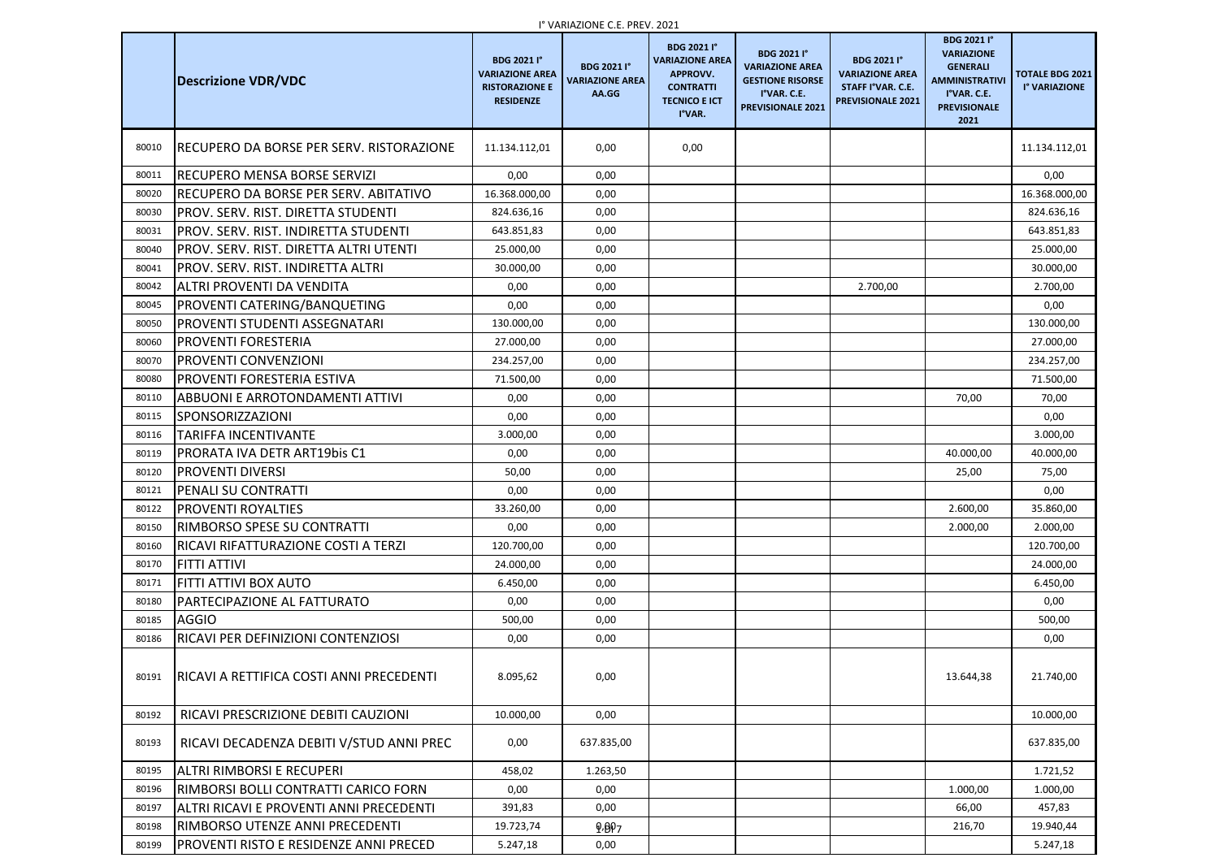I° VARIAZIONE C.E. PREV. 2021

| | Descrizione VDR/VDC | BDG 2021 I° VARIAZIONE AREA RISTORAZIONE E RESIDENZE | BDG 2021 I° VARIAZIONE AREA AA.GG | BDG 2021 I° VARIAZIONE AREA APPROVV. CONTRATTI TECNICO E ICT I°VAR. | BDG 2021 I° VARIAZIONE AREA GESTIONE RISORSE I°VAR. C.E. PREVISIONALE 2021 | BDG 2021 I° VARIAZIONE AREA STAFF I°VAR. C.E. PREVISIONALE 2021 | BDG 2021 I° VARIAZIONE GENERALI AMMINISTRATIVI I°VAR. C.E. PREVISIONALE 2021 | TOTALE BDG 2021 I° VARIAZIONE |
|---|---|---|---|---|---|---|---|---|
| 80010 | RECUPERO DA BORSE PER SERV. RISTORAZIONE | 11.134.112,01 | 0,00 | 0,00 | | | | 11.134.112,01 |
| 80011 | RECUPERO MENSA BORSE SERVIZI | 0,00 | 0,00 | | | | | 0,00 |
| 80020 | RECUPERO DA BORSE PER SERV. ABITATIVO | 16.368.000,00 | 0,00 | | | | | 16.368.000,00 |
| 80030 | PROV. SERV. RIST. DIRETTA STUDENTI | 824.636,16 | 0,00 | | | | | 824.636,16 |
| 80031 | PROV. SERV. RIST. INDIRETTA STUDENTI | 643.851,83 | 0,00 | | | | | 643.851,83 |
| 80040 | PROV. SERV. RIST. DIRETTA ALTRI UTENTI | 25.000,00 | 0,00 | | | | | 25.000,00 |
| 80041 | PROV. SERV. RIST. INDIRETTA ALTRI | 30.000,00 | 0,00 | | | | | 30.000,00 |
| 80042 | ALTRI PROVENTI DA VENDITA | 0,00 | 0,00 | | | 2.700,00 | | 2.700,00 |
| 80045 | PROVENTI CATERING/BANQUETING | 0,00 | 0,00 | | | | | 0,00 |
| 80050 | PROVENTI STUDENTI ASSEGNATARI | 130.000,00 | 0,00 | | | | | 130.000,00 |
| 80060 | PROVENTI FORESTERIA | 27.000,00 | 0,00 | | | | | 27.000,00 |
| 80070 | PROVENTI CONVENZIONI | 234.257,00 | 0,00 | | | | | 234.257,00 |
| 80080 | PROVENTI FORESTERIA ESTIVA | 71.500,00 | 0,00 | | | | | 71.500,00 |
| 80110 | ABBUONI E ARROTONDAMENTI ATTIVI | 0,00 | 0,00 | | | | 70,00 | 70,00 |
| 80115 | SPONSORIZZAZIONI | 0,00 | 0,00 | | | | | 0,00 |
| 80116 | TARIFFA INCENTIVANTE | 3.000,00 | 0,00 | | | | | 3.000,00 |
| 80119 | PRORATA IVA DETR ART19bis C1 | 0,00 | 0,00 | | | | 40.000,00 | 40.000,00 |
| 80120 | PROVENTI DIVERSI | 50,00 | 0,00 | | | | 25,00 | 75,00 |
| 80121 | PENALI SU CONTRATTI | 0,00 | 0,00 | | | | | 0,00 |
| 80122 | PROVENTI ROYALTIES | 33.260,00 | 0,00 | | | | 2.600,00 | 35.860,00 |
| 80150 | RIMBORSO SPESE SU CONTRATTI | 0,00 | 0,00 | | | | 2.000,00 | 2.000,00 |
| 80160 | RICAVI RIFATTURAZIONE COSTI A TERZI | 120.700,00 | 0,00 | | | | | 120.700,00 |
| 80170 | FITTI ATTIVI | 24.000,00 | 0,00 | | | | | 24.000,00 |
| 80171 | FITTI ATTIVI BOX AUTO | 6.450,00 | 0,00 | | | | | 6.450,00 |
| 80180 | PARTECIPAZIONE AL FATTURATO | 0,00 | 0,00 | | | | | 0,00 |
| 80185 | AGGIO | 500,00 | 0,00 | | | | | 500,00 |
| 80186 | RICAVI PER DEFINIZIONI CONTENZIOSI | 0,00 | 0,00 | | | | | 0,00 |
| 80191 | RICAVI A RETTIFICA COSTI ANNI PRECEDENTI | 8.095,62 | 0,00 | | | | 13.644,38 | 21.740,00 |
| 80192 | RICAVI PRESCRIZIONE DEBITI CAUZIONI | 10.000,00 | 0,00 | | | | | 10.000,00 |
| 80193 | RICAVI DECADENZA DEBITI V/STUD ANNI PREC | 0,00 | 637.835,00 | | | | | 637.835,00 |
| 80195 | ALTRI RIMBORSI E RECUPERI | 458,02 | 1.263,50 | | | | | 1.721,52 |
| 80196 | RIMBORSI BOLLI CONTRATTI CARICO FORN | 0,00 | 0,00 | | | | 1.000,00 | 1.000,00 |
| 80197 | ALTRI RICAVI E PROVENTI ANNI PRECEDENTI | 391,83 | 0,00 | | | | 66,00 | 457,83 |
| 80198 | RIMBORSO UTENZE ANNI PRECEDENTI | 19.723,74 | 0,00 | | | | 216,70 | 19.940,44 |
| 80199 | PROVENTI RISTO E RESIDENZE ANNI PRECED | 5.247,18 | 0,00 | | | | | 5.247,18 |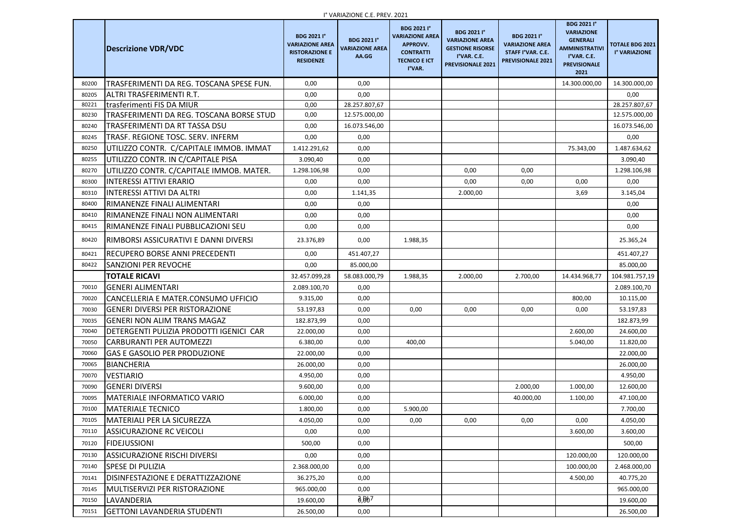I° VARIAZIONE C.E. PREV. 2021

| | Descrizione VDR/VDC | BDG 2021 I° VARIAZIONE AREA RISTORAZIONE E RESIDENZE | BDG 2021 I° VARIAZIONE AREA AA.GG | BDG 2021 I° VARIAZIONE AREA APPROVV. CONTRATTI TECNICO E ICT I°VAR. | BDG 2021 I° VARIAZIONE AREA GESTIONE RISORSE I°VAR. C.E. PREVISIONALE 2021 | BDG 2021 I° VARIAZIONE AREA STAFF I°VAR. C.E. PREVISIONALE 2021 | BDG 2021 I° VARIAZIONE GENERALI AMMINISTRATIVI I°VAR. C.E. PREVISIONALE 2021 | TOTALE BDG 2021 I° VARIAZIONE |
|---|---|---|---|---|---|---|---|---|
| 80200 | TRASFERIMENTI DA REG. TOSCANA SPESE FUN. | 0,00 | 0,00 | | | | 14.300.000,00 | 14.300.000,00 |
| 80205 | ALTRI TRASFERIMENTI R.T. | 0,00 | 0,00 | | | | | 0,00 |
| 80221 | trasferimenti FIS DA MIUR | 0,00 | 28.257.807,67 | | | | | 28.257.807,67 |
| 80230 | TRASFERIMENTI DA REG. TOSCANA BORSE STUD | 0,00 | 12.575.000,00 | | | | | 12.575.000,00 |
| 80240 | TRASFERIMENTI DA RT TASSA DSU | 0,00 | 16.073.546,00 | | | | | 16.073.546,00 |
| 80245 | TRASF. REGIONE TOSC. SERV. INFERM | 0,00 | 0,00 | | | | | 0,00 |
| 80250 | UTILIZZO CONTR. C/CAPITALE IMMOB. IMMAT | 1.412.291,62 | 0,00 | | | | 75.343,00 | 1.487.634,62 |
| 80255 | UTILIZZO CONTR. IN C/CAPITALE PISA | 3.090,40 | 0,00 | | | | | 3.090,40 |
| 80270 | UTILIZZO CONTR. C/CAPITALE IMMOB. MATER. | 1.298.106,98 | 0,00 | | 0,00 | 0,00 | | 1.298.106,98 |
| 80300 | INTERESSI ATTIVI ERARIO | 0,00 | 0,00 | | 0,00 | 0,00 | 0,00 | 0,00 |
| 80310 | INTERESSI ATTIVI DA ALTRI | 0,00 | 1.141,35 | | 2.000,00 | | 3,69 | 3.145,04 |
| 80400 | RIMANENZE FINALI ALIMENTARI | 0,00 | 0,00 | | | | | 0,00 |
| 80410 | RIMANENZE FINALI NON ALIMENTARI | 0,00 | 0,00 | | | | | 0,00 |
| 80415 | RIMANENZE FINALI PUBBLICAZIONI SEU | 0,00 | 0,00 | | | | | 0,00 |
| 80420 | RIMBORSI ASSICURATIVI E DANNI DIVERSI | 23.376,89 | 0,00 | 1.988,35 | | | | 25.365,24 |
| 80421 | RECUPERO BORSE ANNI PRECEDENTI | 0,00 | 451.407,27 | | | | | 451.407,27 |
| 80422 | SANZIONI PER REVOCHE | 0,00 | 85.000,00 | | | | | 85.000,00 |
| | **TOTALE RICAVI** | 32.457.099,28 | 58.083.000,79 | 1.988,35 | 2.000,00 | 2.700,00 | 14.434.968,77 | 104.981.757,19 |
| 70010 | GENERI ALIMENTARI | 2.089.100,70 | 0,00 | | | | | 2.089.100,70 |
| 70020 | CANCELLERIA E MATER.CONSUMO UFFICIO | 9.315,00 | 0,00 | | | | 800,00 | 10.115,00 |
| 70030 | GENERI DIVERSI PER RISTORAZIONE | 53.197,83 | 0,00 | 0,00 | 0,00 | 0,00 | 0,00 | 53.197,83 |
| 70035 | GENERI NON ALIM TRANS MAGAZ | 182.873,99 | 0,00 | | | | | 182.873,99 |
| 70040 | DETERGENTI PULIZIA PRODOTTI IGENICI CAR | 22.000,00 | 0,00 | | | | 2.600,00 | 24.600,00 |
| 70050 | CARBURANTI PER AUTOMEZZI | 6.380,00 | 0,00 | 400,00 | | | 5.040,00 | 11.820,00 |
| 70060 | GAS E GASOLIO PER PRODUZIONE | 22.000,00 | 0,00 | | | | | 22.000,00 |
| 70065 | BIANCHERIA | 26.000,00 | 0,00 | | | | | 26.000,00 |
| 70070 | VESTIARIO | 4.950,00 | 0,00 | | | | | 4.950,00 |
| 70090 | GENERI DIVERSI | 9.600,00 | 0,00 | | | 2.000,00 | 1.000,00 | 12.600,00 |
| 70095 | MATERIALE INFORMATICO VARIO | 6.000,00 | 0,00 | | | 40.000,00 | 1.100,00 | 47.100,00 |
| 70100 | MATERIALE TECNICO | 1.800,00 | 0,00 | 5.900,00 | | | | 7.700,00 |
| 70105 | MATERIALI PER LA SICUREZZA | 4.050,00 | 0,00 | 0,00 | 0,00 | 0,00 | 0,00 | 4.050,00 |
| 70110 | ASSICURAZIONE RC VEICOLI | 0,00 | 0,00 | | | | 3.600,00 | 3.600,00 |
| 70120 | FIDEJUSSIONI | 500,00 | 0,00 | | | | | 500,00 |
| 70130 | ASSICURAZIONE RISCHI DIVERSI | 0,00 | 0,00 | | | | 120.000,00 | 120.000,00 |
| 70140 | SPESE DI PULIZIA | 2.368.000,00 | 0,00 | | | | 100.000,00 | 2.468.000,00 |
| 70141 | DISINFESTAZIONE E DERATTIZZAZIONE | 36.275,20 | 0,00 | | | | 4.500,00 | 40.775,20 |
| 70145 | MULTISERVIZI PER RISTORAZIONE | 965.000,00 | 0,00 | | | | | 965.000,00 |
| 70150 | LAVANDERIA | 19.600,00 | 0,00 | | | | | 19.600,00 |
| 70151 | GETTONI LAVANDERIA STUDENTI | 26.500,00 | 0,00 | | | | | 26.500,00 |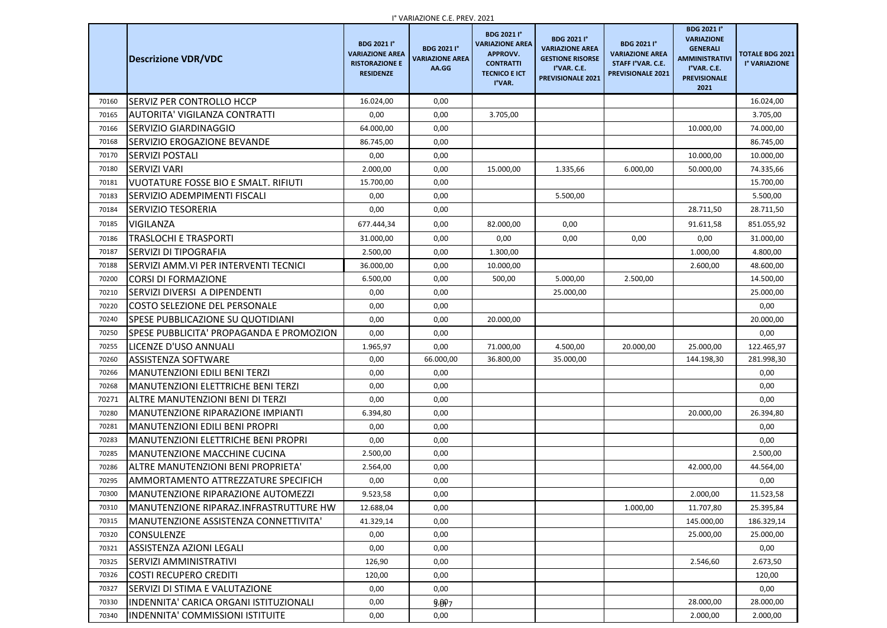I° VARIAZIONE C.E. PREV. 2021

| | Descrizione VDR/VDC | BDG 2021 I° VARIAZIONE AREA RISTORAZIONE E RESIDENZE | BDG 2021 I° VARIAZIONE AREA AA.GG | BDG 2021 I° VARIAZIONE AREA APPROVV. CONTRATTI TECNICO E ICT I°VAR. | BDG 2021 I° VARIAZIONE AREA GESTIONE RISORSE I°VAR. C.E. PREVISIONALE 2021 | BDG 2021 I° VARIAZIONE AREA STAFF I°VAR. C.E. PREVISIONALE 2021 | BDG 2021 I° VARIAZIONE GENERALI AMMINISTRATIVI I°VAR. C.E. PREVISIONALE 2021 | TOTALE BDG 2021 I° VARIAZIONE |
|---|---|---|---|---|---|---|---|---|
| 70160 | SERVIZ PER CONTROLLO HCCP | 16.024,00 | 0,00 | | | | | 16.024,00 |
| 70165 | AUTORITA' VIGILANZA CONTRATTI | 0,00 | 0,00 | 3.705,00 | | | | 3.705,00 |
| 70166 | SERVIZIO GIARDINAGGIO | 64.000,00 | 0,00 | | | | 10.000,00 | 74.000,00 |
| 70168 | SERVIZIO EROGAZIONE BEVANDE | 86.745,00 | 0,00 | | | | | 86.745,00 |
| 70170 | SERVIZI POSTALI | 0,00 | 0,00 | | | | 10.000,00 | 10.000,00 |
| 70180 | SERVIZI VARI | 2.000,00 | 0,00 | 15.000,00 | 1.335,66 | 6.000,00 | 50.000,00 | 74.335,66 |
| 70181 | VUOTATURE FOSSE BIO E SMALT. RIFIUTI | 15.700,00 | 0,00 | | | | | 15.700,00 |
| 70183 | SERVIZIO ADEMPIMENTI FISCALI | 0,00 | 0,00 | | 5.500,00 | | | 5.500,00 |
| 70184 | SERVIZIO TESORERIA | 0,00 | 0,00 | | | | 28.711,50 | 28.711,50 |
| 70185 | VIGILANZA | 677.444,34 | 0,00 | 82.000,00 | 0,00 | | 91.611,58 | 851.055,92 |
| 70186 | TRASLOCHI E TRASPORTI | 31.000,00 | 0,00 | 0,00 | 0,00 | 0,00 | 0,00 | 31.000,00 |
| 70187 | SERVIZI DI TIPOGRAFIA | 2.500,00 | 0,00 | 1.300,00 | | | 1.000,00 | 4.800,00 |
| 70188 | SERVIZI AMM.VI PER INTERVENTI TECNICI | 36.000,00 | 0,00 | 10.000,00 | | | 2.600,00 | 48.600,00 |
| 70200 | CORSI DI FORMAZIONE | 6.500,00 | 0,00 | 500,00 | 5.000,00 | 2.500,00 | | 14.500,00 |
| 70210 | SERVIZI DIVERSI A DIPENDENTI | 0,00 | 0,00 | | 25.000,00 | | | 25.000,00 |
| 70220 | COSTO SELEZIONE DEL PERSONALE | 0,00 | 0,00 | | | | | 0,00 |
| 70240 | SPESE PUBBLICAZIONE SU QUOTIDIANI | 0,00 | 0,00 | 20.000,00 | | | | 20.000,00 |
| 70250 | SPESE PUBBLICITA' PROPAGANDA E PROMOZION | 0,00 | 0,00 | | | | | 0,00 |
| 70255 | LICENZE D'USO ANNUALI | 1.965,97 | 0,00 | 71.000,00 | 4.500,00 | 20.000,00 | 25.000,00 | 122.465,97 |
| 70260 | ASSISTENZA SOFTWARE | 0,00 | 66.000,00 | 36.800,00 | 35.000,00 | | 144.198,30 | 281.998,30 |
| 70266 | MANUTENZIONI EDILI BENI TERZI | 0,00 | 0,00 | | | | | 0,00 |
| 70268 | MANUTENZIONI ELETTRICHE BENI TERZI | 0,00 | 0,00 | | | | | 0,00 |
| 70271 | ALTRE MANUTENZIONI BENI DI TERZI | 0,00 | 0,00 | | | | | 0,00 |
| 70280 | MANUTENZIONE RIPARAZIONE IMPIANTI | 6.394,80 | 0,00 | | | | 20.000,00 | 26.394,80 |
| 70281 | MANUTENZIONI EDILI BENI PROPRI | 0,00 | 0,00 | | | | | 0,00 |
| 70283 | MANUTENZIONI ELETTRICHE BENI PROPRI | 0,00 | 0,00 | | | | | 0,00 |
| 70285 | MANUTENZIONE MACCHINE CUCINA | 2.500,00 | 0,00 | | | | | 2.500,00 |
| 70286 | ALTRE MANUTENZIONI BENI PROPRIETA' | 2.564,00 | 0,00 | | | | 42.000,00 | 44.564,00 |
| 70295 | AMMORTAMENTO ATTREZZATURE SPECIFICH | 0,00 | 0,00 | | | | | 0,00 |
| 70300 | MANUTENZIONE RIPARAZIONE AUTOMEZZI | 9.523,58 | 0,00 | | | | 2.000,00 | 11.523,58 |
| 70310 | MANUTENZIONE RIPARAZ.INFRASTRUTTURE HW | 12.688,04 | 0,00 | | | 1.000,00 | 11.707,80 | 25.395,84 |
| 70315 | MANUTENZIONE ASSISTENZA CONNETTIVITA' | 41.329,14 | 0,00 | | | | 145.000,00 | 186.329,14 |
| 70320 | CONSULENZE | 0,00 | 0,00 | | | | 25.000,00 | 25.000,00 |
| 70321 | ASSISTENZA AZIONI LEGALI | 0,00 | 0,00 | | | | | 0,00 |
| 70325 | SERVIZI AMMINISTRATIVI | 126,90 | 0,00 | | | | 2.546,60 | 2.673,50 |
| 70326 | COSTI RECUPERO CREDITI | 120,00 | 0,00 | | | | | 120,00 |
| 70327 | SERVIZI DI STIMA E VALUTAZIONE | 0,00 | 0,00 | | | | | 0,00 |
| 70330 | INDENNITA' CARICA ORGANI ISTITUZIONALI | 0,00 | 0,00 | | | | 28.000,00 | 28.000,00 |
| 70340 | INDENNITA' COMMISSIONI ISTITUITE | 0,00 | 0,00 | | | | 2.000,00 | 2.000,00 |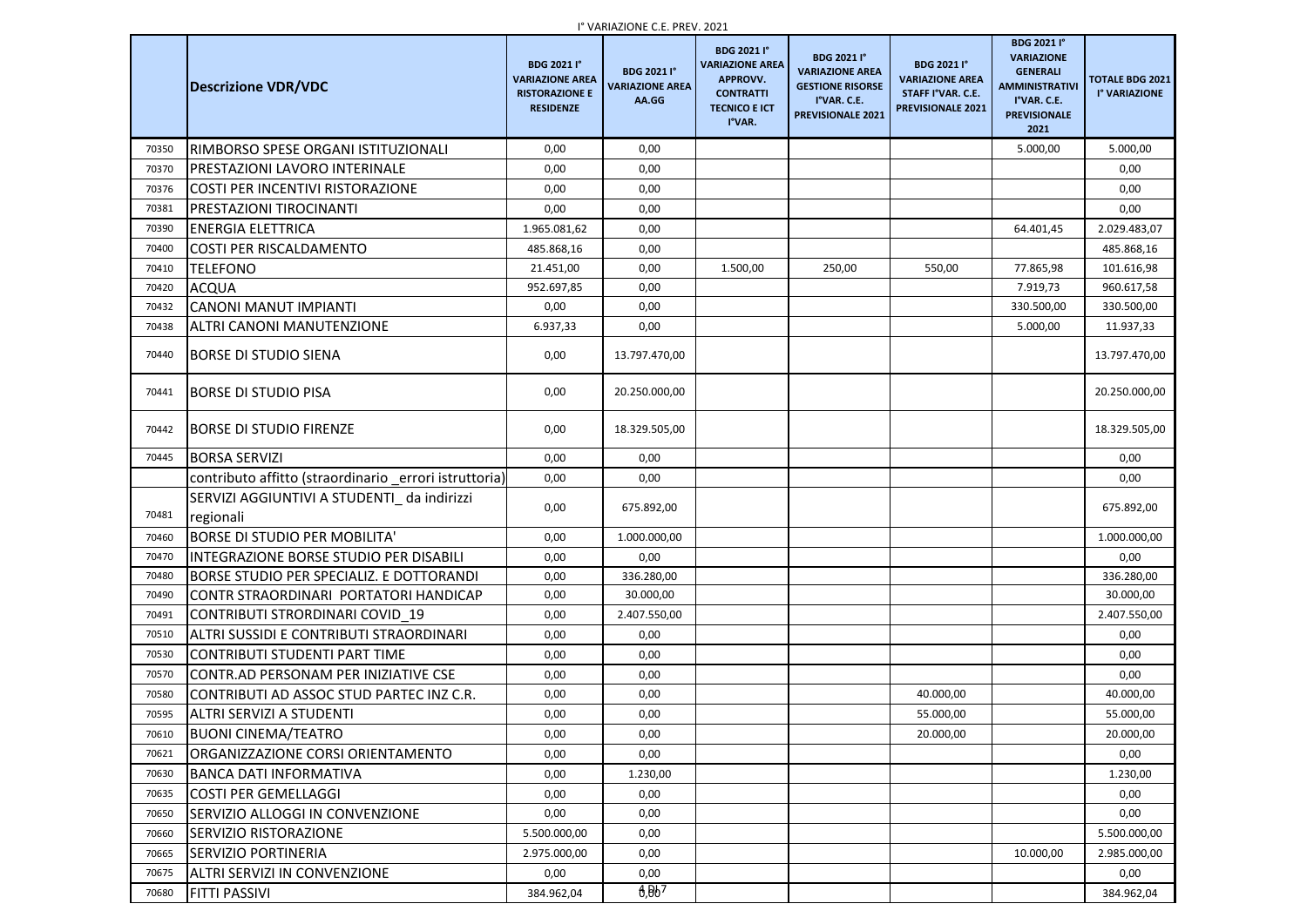I° VARIAZIONE C.E. PREV. 2021

| | Descrizione VDR/VDC | BDG 2021 I° VARIAZIONE AREA RISTORAZIONE E RESIDENZE | BDG 2021 I° VARIAZIONE AREA AA.GG | BDG 2021 I° VARIAZIONE AREA APPROVV. CONTRATTI TECNICO E ICT I°VAR. | BDG 2021 I° VARIAZIONE AREA GESTIONE RISORSE I°VAR. C.E. PREVISIONALE 2021 | BDG 2021 I° VARIAZIONE AREA STAFF I°VAR. C.E. PREVISIONALE 2021 | BDG 2021 I° VARIAZIONE GENERALI AMMINISTRATIVI I°VAR. C.E. PREVISIONALE 2021 | TOTALE BDG 2021 I° VARIAZIONE |
|---|---|---|---|---|---|---|---|---|
| 70350 | RIMBORSO SPESE ORGANI ISTITUZIONALI | 0,00 | 0,00 | | | | 5.000,00 | 5.000,00 |
| 70370 | PRESTAZIONI LAVORO INTERINALE | 0,00 | 0,00 | | | | | 0,00 |
| 70376 | COSTI PER INCENTIVI RISTORAZIONE | 0,00 | 0,00 | | | | | 0,00 |
| 70381 | PRESTAZIONI TIROCINANTI | 0,00 | 0,00 | | | | | 0,00 |
| 70390 | ENERGIA ELETTRICA | 1.965.081,62 | 0,00 | | | | 64.401,45 | 2.029.483,07 |
| 70400 | COSTI PER RISCALDAMENTO | 485.868,16 | 0,00 | | | | | 485.868,16 |
| 70410 | TELEFONO | 21.451,00 | 0,00 | 1.500,00 | 250,00 | 550,00 | 77.865,98 | 101.616,98 |
| 70420 | ACQUA | 952.697,85 | 0,00 | | | | 7.919,73 | 960.617,58 |
| 70432 | CANONI MANUT IMPIANTI | 0,00 | 0,00 | | | | 330.500,00 | 330.500,00 |
| 70438 | ALTRI CANONI MANUTENZIONE | 6.937,33 | 0,00 | | | | 5.000,00 | 11.937,33 |
| 70440 | BORSE DI STUDIO SIENA | 0,00 | 13.797.470,00 | | | | | 13.797.470,00 |
| 70441 | BORSE DI STUDIO PISA | 0,00 | 20.250.000,00 | | | | | 20.250.000,00 |
| 70442 | BORSE DI STUDIO FIRENZE | 0,00 | 18.329.505,00 | | | | | 18.329.505,00 |
| 70445 | BORSA SERVIZI | 0,00 | 0,00 | | | | | 0,00 |
| | contributo affitto (straordinario _errori istruttoria) | 0,00 | 0,00 | | | | | 0,00 |
| 70481 | SERVIZI AGGIUNTIVI A STUDENTI_ da indirizzi regionali | 0,00 | 675.892,00 | | | | | 675.892,00 |
| 70460 | BORSE DI STUDIO PER MOBILITA' | 0,00 | 1.000.000,00 | | | | | 1.000.000,00 |
| 70470 | INTEGRAZIONE BORSE STUDIO PER DISABILI | 0,00 | 0,00 | | | | | 0,00 |
| 70480 | BORSE STUDIO PER SPECIALIZ. E DOTTORANDI | 0,00 | 336.280,00 | | | | | 336.280,00 |
| 70490 | CONTR STRAORDINARI PORTATORI HANDICAP | 0,00 | 30.000,00 | | | | | 30.000,00 |
| 70491 | CONTRIBUTI STRORDINARI COVID_19 | 0,00 | 2.407.550,00 | | | | | 2.407.550,00 |
| 70510 | ALTRI SUSSIDI E CONTRIBUTI STRAORDINARI | 0,00 | 0,00 | | | | | 0,00 |
| 70530 | CONTRIBUTI STUDENTI PART TIME | 0,00 | 0,00 | | | | | 0,00 |
| 70570 | CONTR.AD PERSONAM PER INIZIATIVE CSE | 0,00 | 0,00 | | | | | 0,00 |
| 70580 | CONTRIBUTI AD ASSOC STUD PARTEC INZ C.R. | 0,00 | 0,00 | | | 40.000,00 | | 40.000,00 |
| 70595 | ALTRI SERVIZI A STUDENTI | 0,00 | 0,00 | | | 55.000,00 | | 55.000,00 |
| 70610 | BUONI CINEMA/TEATRO | 0,00 | 0,00 | | | 20.000,00 | | 20.000,00 |
| 70621 | ORGANIZZAZIONE CORSI ORIENTAMENTO | 0,00 | 0,00 | | | | | 0,00 |
| 70630 | BANCA DATI INFORMATIVA | 0,00 | 1.230,00 | | | | | 1.230,00 |
| 70635 | COSTI PER GEMELLAGGI | 0,00 | 0,00 | | | | | 0,00 |
| 70650 | SERVIZIO ALLOGGI IN CONVENZIONE | 0,00 | 0,00 | | | | | 0,00 |
| 70660 | SERVIZIO RISTORAZIONE | 5.500.000,00 | 0,00 | | | | | 5.500.000,00 |
| 70665 | SERVIZIO PORTINERIA | 2.975.000,00 | 0,00 | | | | 10.000,00 | 2.985.000,00 |
| 70675 | ALTRI SERVIZI IN CONVENZIONE | 0,00 | 0,00 | | | | | 0,00 |
| 70680 | FITTI PASSIVI | 384.962,04 | 0,00 | | | | | 384.962,04 |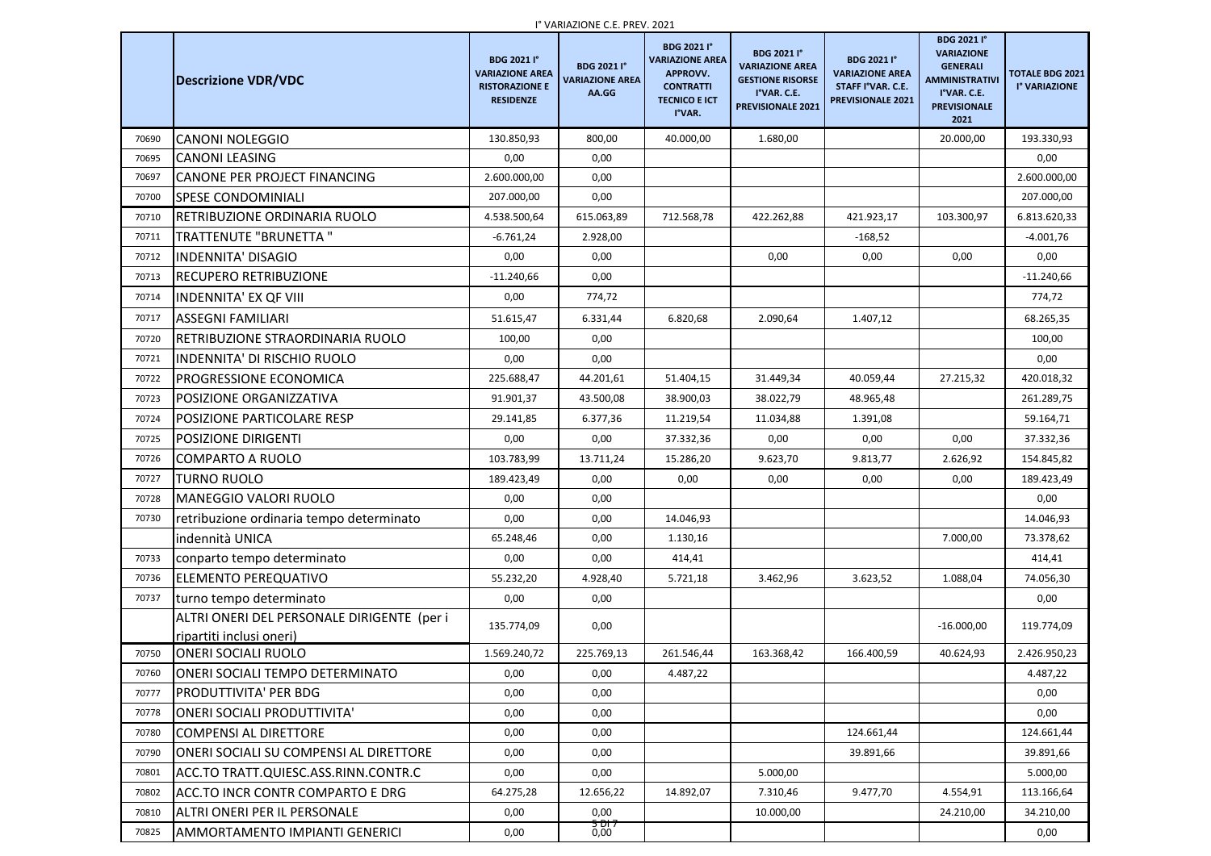I° VARIAZIONE C.E. PREV. 2021

| | Descrizione VDR/VDC | BDG 2021 I° VARIAZIONE AREA RISTORAZIONE E RESIDENZE | BDG 2021 I° VARIAZIONE AREA AA.GG | BDG 2021 I° VARIAZIONE AREA APPROVV. CONTRATTI TECNICO E ICT I°VAR. | BDG 2021 I° VARIAZIONE AREA GESTIONE RISORSE I°VAR. C.E. PREVISIONALE 2021 | BDG 2021 I° VARIAZIONE AREA STAFF I°VAR. C.E. PREVISIONALE 2021 | BDG 2021 I° VARIAZIONE GENERALI AMMINISTRATIVI I°VAR. C.E. PREVISIONALE 2021 | TOTALE BDG 2021 I° VARIAZIONE |
|---|---|---|---|---|---|---|---|---|
| 70690 | CANONI NOLEGGIO | 130.850,93 | 800,00 | 40.000,00 | 1.680,00 | | 20.000,00 | 193.330,93 |
| 70695 | CANONI LEASING | 0,00 | 0,00 | | | | | 0,00 |
| 70697 | CANONE PER PROJECT FINANCING | 2.600.000,00 | 0,00 | | | | | 2.600.000,00 |
| 70700 | SPESE CONDOMINIALI | 207.000,00 | 0,00 | | | | | 207.000,00 |
| 70710 | RETRIBUZIONE ORDINARIA RUOLO | 4.538.500,64 | 615.063,89 | 712.568,78 | 422.262,88 | 421.923,17 | 103.300,97 | 6.813.620,33 |
| 70711 | TRATTENUTE "BRUNETTA " | -6.761,24 | 2.928,00 | | | -168,52 | | -4.001,76 |
| 70712 | INDENNITA' DISAGIO | 0,00 | 0,00 | | 0,00 | 0,00 | 0,00 | 0,00 |
| 70713 | RECUPERO RETRIBUZIONE | -11.240,66 | 0,00 | | | | | -11.240,66 |
| 70714 | INDENNITA' EX QF VIII | 0,00 | 774,72 | | | | | 774,72 |
| 70717 | ASSEGNI FAMILIARI | 51.615,47 | 6.331,44 | 6.820,68 | 2.090,64 | 1.407,12 | | 68.265,35 |
| 70720 | RETRIBUZIONE STRAORDINARIA RUOLO | 100,00 | 0,00 | | | | | 100,00 |
| 70721 | INDENNITA' DI RISCHIO RUOLO | 0,00 | 0,00 | | | | | 0,00 |
| 70722 | PROGRESSIONE ECONOMICA | 225.688,47 | 44.201,61 | 51.404,15 | 31.449,34 | 40.059,44 | 27.215,32 | 420.018,32 |
| 70723 | POSIZIONE ORGANIZZATIVA | 91.901,37 | 43.500,08 | 38.900,03 | 38.022,79 | 48.965,48 | | 261.289,75 |
| 70724 | POSIZIONE PARTICOLARE RESP | 29.141,85 | 6.377,36 | 11.219,54 | 11.034,88 | 1.391,08 | | 59.164,71 |
| 70725 | POSIZIONE DIRIGENTI | 0,00 | 0,00 | 37.332,36 | 0,00 | 0,00 | 0,00 | 37.332,36 |
| 70726 | COMPARTO A RUOLO | 103.783,99 | 13.711,24 | 15.286,20 | 9.623,70 | 9.813,77 | 2.626,92 | 154.845,82 |
| 70727 | TURNO RUOLO | 189.423,49 | 0,00 | 0,00 | 0,00 | 0,00 | 0,00 | 189.423,49 |
| 70728 | MANEGGIO VALORI RUOLO | 0,00 | 0,00 | | | | | 0,00 |
| 70730 | retribuzione ordinaria tempo determinato | 0,00 | 0,00 | 14.046,93 | | | | 14.046,93 |
| | indennità UNICA | 65.248,46 | 0,00 | 1.130,16 | | | 7.000,00 | 73.378,62 |
| 70733 | conparto tempo determinato | 0,00 | 0,00 | 414,41 | | | | 414,41 |
| 70736 | ELEMENTO PEREQUATIVO | 55.232,20 | 4.928,40 | 5.721,18 | 3.462,96 | 3.623,52 | 1.088,04 | 74.056,30 |
| 70737 | turno tempo determinato | 0,00 | 0,00 | | | | | 0,00 |
| | ALTRI ONERI DEL PERSONALE DIRIGENTE (per i ripartiti inclusi oneri) | 135.774,09 | 0,00 | | | | -16.000,00 | 119.774,09 |
| 70750 | ONERI SOCIALI RUOLO | 1.569.240,72 | 225.769,13 | 261.546,44 | 163.368,42 | 166.400,59 | 40.624,93 | 2.426.950,23 |
| 70760 | ONERI SOCIALI TEMPO DETERMINATO | 0,00 | 0,00 | 4.487,22 | | | | 4.487,22 |
| 70777 | PRODUTTIVITA' PER BDG | 0,00 | 0,00 | | | | | 0,00 |
| 70778 | ONERI SOCIALI PRODUTTIVITA' | 0,00 | 0,00 | | | | | 0,00 |
| 70780 | COMPENSI AL DIRETTORE | 0,00 | 0,00 | | | 124.661,44 | | 124.661,44 |
| 70790 | ONERI SOCIALI SU COMPENSI AL DIRETTORE | 0,00 | 0,00 | | | 39.891,66 | | 39.891,66 |
| 70801 | ACC.TO TRATT.QUIESC.ASS.RINN.CONTR.C | 0,00 | 0,00 | | 5.000,00 | | | 5.000,00 |
| 70802 | ACC.TO INCR CONTR COMPARTO E DRG | 64.275,28 | 12.656,22 | 14.892,07 | 7.310,46 | 9.477,70 | 4.554,91 | 113.166,64 |
| 70810 | ALTRI ONERI PER IL PERSONALE | 0,00 | 0,00 | | 10.000,00 | | 24.210,00 | 34.210,00 |
| 70825 | AMMORTAMENTO IMPIANTI GENERICI | 0,00 | 0,00 | | | | | 0,00 |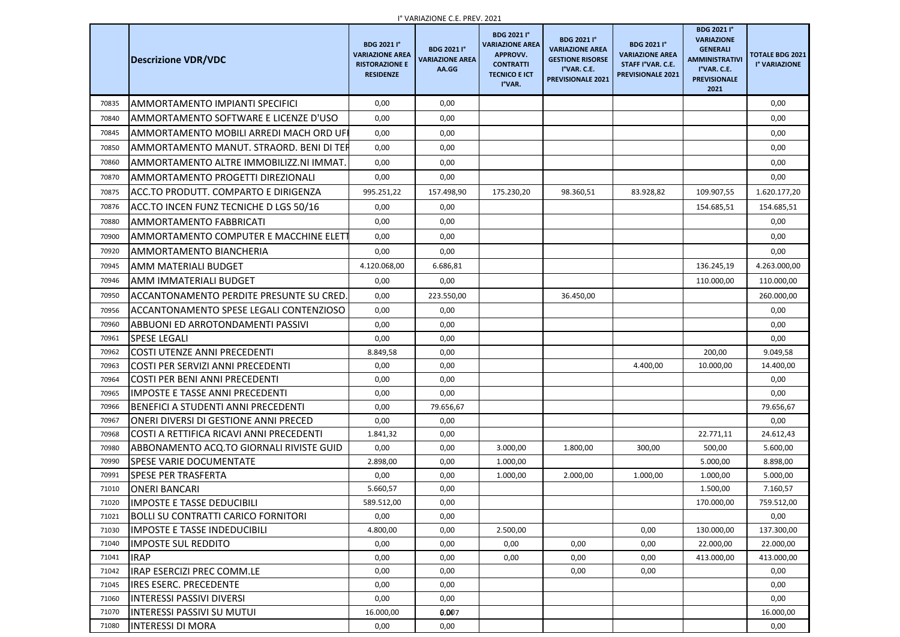I° VARIAZIONE C.E. PREV. 2021

| | Descrizione VDR/VDC | BDG 2021 I° VARIAZIONE AREA RISTORAZIONE E RESIDENZE | BDG 2021 I° VARIAZIONE AREA AA.GG | BDG 2021 I° VARIAZIONE AREA APPROVV. CONTRATTI TECNICO E ICT I°VAR. | BDG 2021 I° VARIAZIONE AREA GESTIONE RISORSE I°VAR. C.E. PREVISIONALE 2021 | BDG 2021 I° VARIAZIONE AREA STAFF I°VAR. C.E. PREVISIONALE 2021 | BDG 2021 I° VARIAZIONE GENERALI AMMINISTRATIVI I°VAR. C.E. PREVISIONALE 2021 | TOTALE BDG 2021 I° VARIAZIONE |
|---|---|---|---|---|---|---|---|---|
| 70835 | AMMORTAMENTO IMPIANTI SPECIFICI | 0,00 | 0,00 | | | | | 0,00 |
| 70840 | AMMORTAMENTO SOFTWARE E LICENZE D'USO | 0,00 | 0,00 | | | | | 0,00 |
| 70845 | AMMORTAMENTO MOBILI ARREDI MACH ORD UFI | 0,00 | 0,00 | | | | | 0,00 |
| 70850 | AMMORTAMENTO MANUT. STRAORD. BENI DI TER | 0,00 | 0,00 | | | | | 0,00 |
| 70860 | AMMORTAMENTO ALTRE IMMOBILIZZ.NI IMMAT. | 0,00 | 0,00 | | | | | 0,00 |
| 70870 | AMMORTAMENTO PROGETTI DIREZIONALI | 0,00 | 0,00 | | | | | 0,00 |
| 70875 | ACC.TO PRODUTT. COMPARTO E DIRIGENZA | 995.251,22 | 157.498,90 | 175.230,20 | 98.360,51 | 83.928,82 | 109.907,55 | 1.620.177,20 |
| 70876 | ACC.TO INCEN FUNZ TECNICHE D LGS 50/16 | 0,00 | 0,00 | | | | 154.685,51 | 154.685,51 |
| 70880 | AMMORTAMENTO FABBRICATI | 0,00 | 0,00 | | | | | 0,00 |
| 70900 | AMMORTAMENTO COMPUTER E MACCHINE ELETT | 0,00 | 0,00 | | | | | 0,00 |
| 70920 | AMMORTAMENTO BIANCHERIA | 0,00 | 0,00 | | | | | 0,00 |
| 70945 | AMM MATERIALI BUDGET | 4.120.068,00 | 6.686,81 | | | | 136.245,19 | 4.263.000,00 |
| 70946 | AMM IMMATERIALI BUDGET | 0,00 | 0,00 | | | | 110.000,00 | 110.000,00 |
| 70950 | ACCANTONAMENTO PERDITE PRESUNTE SU CRED. | 0,00 | 223.550,00 | | 36.450,00 | | | 260.000,00 |
| 70956 | ACCANTONAMENTO SPESE LEGALI CONTENZIOSO | 0,00 | 0,00 | | | | | 0,00 |
| 70960 | ABBUONI ED ARROTONDAMENTI PASSIVI | 0,00 | 0,00 | | | | | 0,00 |
| 70961 | SPESE LEGALI | 0,00 | 0,00 | | | | | 0,00 |
| 70962 | COSTI UTENZE ANNI PRECEDENTI | 8.849,58 | 0,00 | | | | 200,00 | 9.049,58 |
| 70963 | COSTI PER SERVIZI ANNI PRECEDENTI | 0,00 | 0,00 | | | 4.400,00 | 10.000,00 | 14.400,00 |
| 70964 | COSTI PER BENI ANNI PRECEDENTI | 0,00 | 0,00 | | | | | 0,00 |
| 70965 | IMPOSTE E TASSE ANNI PRECEDENTI | 0,00 | 0,00 | | | | | 0,00 |
| 70966 | BENEFICI A STUDENTI ANNI PRECEDENTI | 0,00 | 79.656,67 | | | | | 79.656,67 |
| 70967 | ONERI DIVERSI DI GESTIONE ANNI PRECED | 0,00 | 0,00 | | | | | 0,00 |
| 70968 | COSTI A RETTIFICA RICAVI ANNI PRECEDENTI | 1.841,32 | 0,00 | | | | 22.771,11 | 24.612,43 |
| 70980 | ABBONAMENTO ACQ.TO GIORNALI RIVISTE GUID | 0,00 | 0,00 | 3.000,00 | 1.800,00 | 300,00 | 500,00 | 5.600,00 |
| 70990 | SPESE VARIE DOCUMENTATE | 2.898,00 | 0,00 | 1.000,00 | | | 5.000,00 | 8.898,00 |
| 70991 | SPESE PER TRASFERTA | 0,00 | 0,00 | 1.000,00 | 2.000,00 | 1.000,00 | 1.000,00 | 5.000,00 |
| 71010 | ONERI BANCARI | 5.660,57 | 0,00 | | | | 1.500,00 | 7.160,57 |
| 71020 | IMPOSTE E TASSE DEDUCIBILI | 589.512,00 | 0,00 | | | | 170.000,00 | 759.512,00 |
| 71021 | BOLLI SU CONTRATTI CARICO FORNITORI | 0,00 | 0,00 | | | | | 0,00 |
| 71030 | IMPOSTE E TASSE INDEDUCIBILI | 4.800,00 | 0,00 | 2.500,00 | | 0,00 | 130.000,00 | 137.300,00 |
| 71040 | IMPOSTE SUL REDDITO | 0,00 | 0,00 | 0,00 | 0,00 | 0,00 | 22.000,00 | 22.000,00 |
| 71041 | IRAP | 0,00 | 0,00 | 0,00 | 0,00 | 0,00 | 413.000,00 | 413.000,00 |
| 71042 | IRAP ESERCIZI PREC COMM.LE | 0,00 | 0,00 | | 0,00 | 0,00 | | 0,00 |
| 71045 | IRES ESERC. PRECEDENTE | 0,00 | 0,00 | | | | | 0,00 |
| 71060 | INTERESSI PASSIVI DIVERSI | 0,00 | 0,00 | | | | | 0,00 |
| 71070 | INTERESSI PASSIVI SU MUTUI | 16.000,00 | 0,00 | | | | | 16.000,00 |
| 71080 | INTERESSI DI MORA | 0,00 | 0,00 | | | | | 0,00 |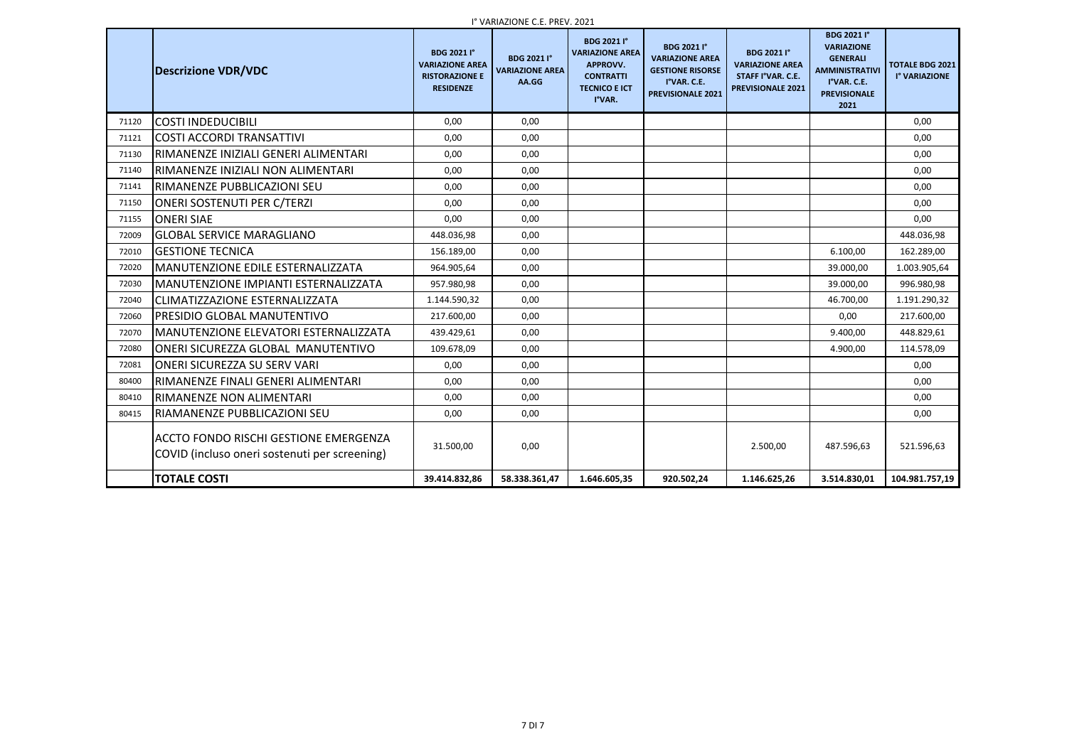I° VARIAZIONE C.E. PREV. 2021

| | Descrizione VDR/VDC | BDG 2021 I° VARIAZIONE AREA RISTORAZIONE E RESIDENZE | BDG 2021 I° VARIAZIONE AREA AA.GG | BDG 2021 I° VARIAZIONE AREA APPROVV. CONTRATTI TECNICO E ICT I°VAR. | BDG 2021 I° VARIAZIONE AREA GESTIONE RISORSE I°VAR. C.E. PREVISIONALE 2021 | BDG 2021 I° VARIAZIONE AREA STAFF I°VAR. C.E. PREVISIONALE 2021 | BDG 2021 I° VARIAZIONE GENERALI AMMINISTRATIVI I°VAR. C.E. PREVISIONALE 2021 | TOTALE BDG 2021 I° VARIAZIONE |
|---|---|---|---|---|---|---|---|---|
| 71120 | COSTI INDEDUCIBILI | 0,00 | 0,00 | | | | | 0,00 |
| 71121 | COSTI ACCORDI TRANSATTIVI | 0,00 | 0,00 | | | | | 0,00 |
| 71130 | RIMANENZE INIZIALI GENERI ALIMENTARI | 0,00 | 0,00 | | | | | 0,00 |
| 71140 | RIMANENZE INIZIALI NON ALIMENTARI | 0,00 | 0,00 | | | | | 0,00 |
| 71141 | RIMANENZE PUBBLICAZIONI SEU | 0,00 | 0,00 | | | | | 0,00 |
| 71150 | ONERI SOSTENUTI PER C/TERZI | 0,00 | 0,00 | | | | | 0,00 |
| 71155 | ONERI SIAE | 0,00 | 0,00 | | | | | 0,00 |
| 72009 | GLOBAL SERVICE MARAGLIANO | 448.036,98 | 0,00 | | | | | 448.036,98 |
| 72010 | GESTIONE TECNICA | 156.189,00 | 0,00 | | | | 6.100,00 | 162.289,00 |
| 72020 | MANUTENZIONE EDILE ESTERNALIZZATA | 964.905,64 | 0,00 | | | | 39.000,00 | 1.003.905,64 |
| 72030 | MANUTENZIONE IMPIANTI ESTERNALIZZATA | 957.980,98 | 0,00 | | | | 39.000,00 | 996.980,98 |
| 72040 | CLIMATIZZAZIONE ESTERNALIZZATA | 1.144.590,32 | 0,00 | | | | 46.700,00 | 1.191.290,32 |
| 72060 | PRESIDIO GLOBAL MANUTENTIVO | 217.600,00 | 0,00 | | | | 0,00 | 217.600,00 |
| 72070 | MANUTENZIONE ELEVATORI ESTERNALIZZATA | 439.429,61 | 0,00 | | | | 9.400,00 | 448.829,61 |
| 72080 | ONERI SICUREZZA GLOBAL MANUTENTIVO | 109.678,09 | 0,00 | | | | 4.900,00 | 114.578,09 |
| 72081 | ONERI SICUREZZA SU SERV VARI | 0,00 | 0,00 | | | | | 0,00 |
| 80400 | RIMANENZE FINALI GENERI ALIMENTARI | 0,00 | 0,00 | | | | | 0,00 |
| 80410 | RIMANENZE NON ALIMENTARI | 0,00 | 0,00 | | | | | 0,00 |
| 80415 | RIAMANENZE PUBBLICAZIONI SEU | 0,00 | 0,00 | | | | | 0,00 |
| | ACCTO FONDO RISCHI GESTIONE EMERGENZA COVID (incluso oneri sostenuti per screening) | 31.500,00 | 0,00 | | | 2.500,00 | 487.596,63 | 521.596,63 |
| | **TOTALE COSTI** | **39.414.832,86** | **58.338.361,47** | **1.646.605,35** | **920.502,24** | **1.146.625,26** | **3.514.830,01** | **104.981.757,19** |